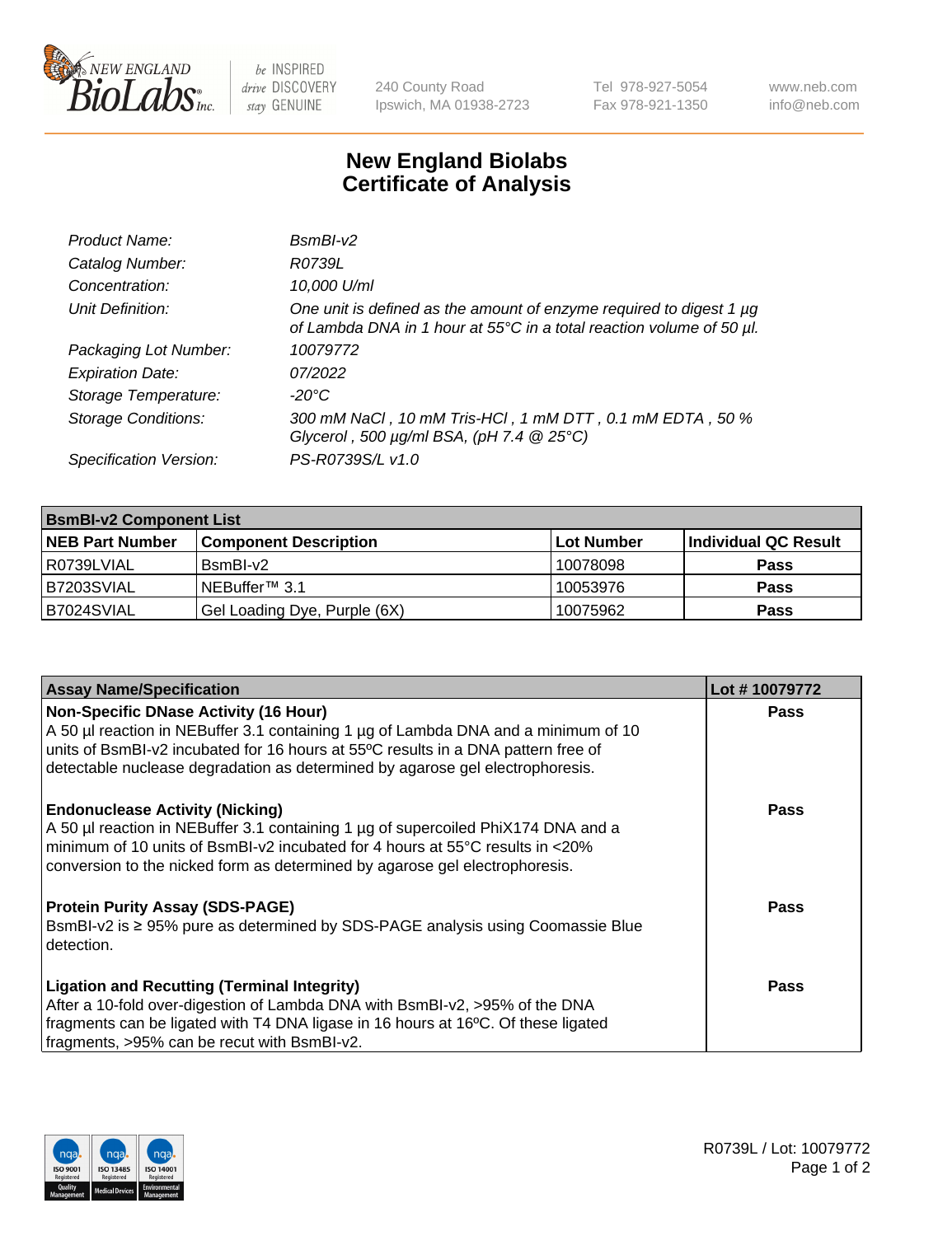New England BioLabs Inc. — be INSPIRED drive DISCOVERY stay GENUINE

240 County Road
Ipswich, MA 01938-2723

Tel 978-927-5054
Fax 978-921-1350

www.neb.com
info@neb.com

# New England Biolabs Certificate of Analysis

| | |
|---|---|
| *Product Name:* | *BsmBI-v2* |
| *Catalog Number:* | *R0739L* |
| *Concentration:* | *10,000 U/ml* |
| *Unit Definition:* | *One unit is defined as the amount of enzyme required to digest 1 µg of Lambda DNA in 1 hour at 55°C in a total reaction volume of 50 µl.* |
| *Packaging Lot Number:* | *10079772* |
| *Expiration Date:* | *07/2022* |
| *Storage Temperature:* | *-20°C* |
| *Storage Conditions:* | *300 mM NaCl , 10 mM Tris-HCl , 1 mM DTT , 0.1 mM EDTA , 50 % Glycerol , 500 µg/ml BSA, (pH 7.4 @ 25°C)* |
| *Specification Version:* | *PS-R0739S/L v1.0* |

| BsmBI-v2 Component List | | | |
|---|---|---|---|
| **NEB Part Number** | **Component Description** | **Lot Number** | **Individual QC Result** |
| R0739LVIAL | BsmBI-v2 | 10078098 | **Pass** |
| B7203SVIAL | NEBuffer™ 3.1 | 10053976 | **Pass** |
| B7024SVIAL | Gel Loading Dye, Purple (6X) | 10075962 | **Pass** |

| Assay Name/Specification | Lot # 10079772 |
|---|---|
| **Non-Specific DNase Activity (16 Hour)**<br>A 50 µl reaction in NEBuffer 3.1 containing 1 µg of Lambda DNA and a minimum of 10 units of BsmBI-v2 incubated for 16 hours at 55ºC results in a DNA pattern free of detectable nuclease degradation as determined by agarose gel electrophoresis. | **Pass** |
| **Endonuclease Activity (Nicking)**<br>A 50 µl reaction in NEBuffer 3.1 containing 1 µg of supercoiled PhiX174 DNA and a minimum of 10 units of BsmBI-v2 incubated for 4 hours at 55°C results in <20% conversion to the nicked form as determined by agarose gel electrophoresis. | **Pass** |
| **Protein Purity Assay (SDS-PAGE)**<br>BsmBI-v2 is ≥ 95% pure as determined by SDS-PAGE analysis using Coomassie Blue detection. | **Pass** |
| **Ligation and Recutting (Terminal Integrity)**<br>After a 10-fold over-digestion of Lambda DNA with BsmBI-v2, >95% of the DNA fragments can be ligated with T4 DNA ligase in 16 hours at 16ºC. Of these ligated fragments, >95% can be recut with BsmBI-v2. | **Pass** |

R0739L / Lot: 10079772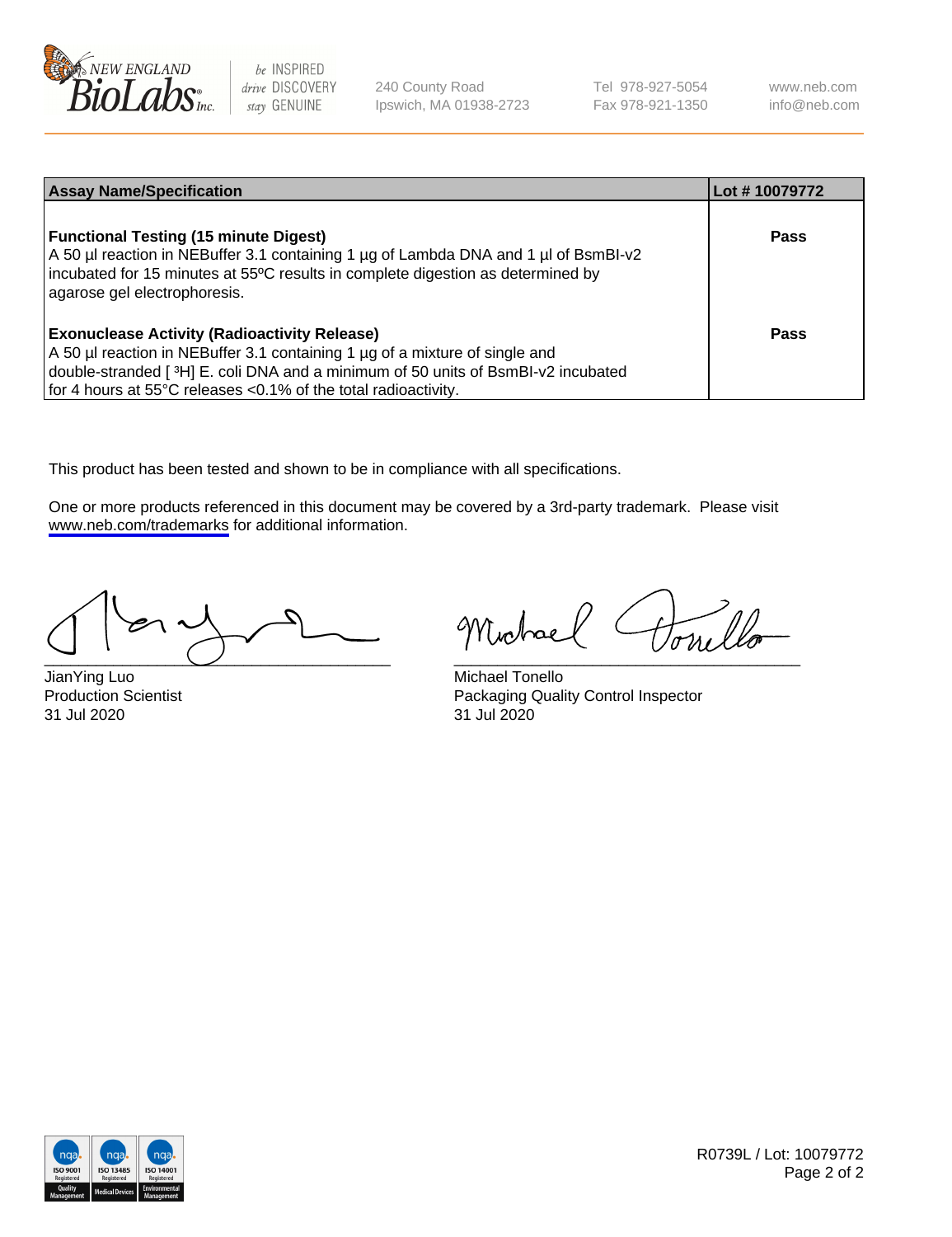NEW ENGLAND BioLabs Inc. — be INSPIRED drive DISCOVERY stay GENUINE

240 County Road
Ipswich, MA 01938-2723

Tel 978-927-5054
Fax 978-921-1350

www.neb.com
info@neb.com

| Assay Name/Specification | Lot # 10079772 |
|---|---|
| **Functional Testing (15 minute Digest)**<br>A 50 µl reaction in NEBuffer 3.1 containing 1 µg of Lambda DNA and 1 µl of BsmBI-v2 incubated for 15 minutes at 55ºC results in complete digestion as determined by agarose gel electrophoresis. | **Pass** |
| **Exonuclease Activity (Radioactivity Release)**<br>A 50 µl reaction in NEBuffer 3.1 containing 1 µg of a mixture of single and double-stranded [ $^3$H] E. coli DNA and a minimum of 50 units of BsmBI-v2 incubated for 4 hours at 55°C releases <0.1% of the total radioactivity. | **Pass** |

This product has been tested and shown to be in compliance with all specifications.

One or more products referenced in this document may be covered by a 3rd-party trademark. Please visit www.neb.com/trademarks for additional information.

JianYing Luo
Production Scientist
31 Jul 2020

Michael Tonello
Packaging Quality Control Inspector
31 Jul 2020

ISO 9001 Registered Quality Management | ISO 13485 Registered Medical Devices | ISO 14001 Registered Environmental Management

R0739L / Lot: 10079772